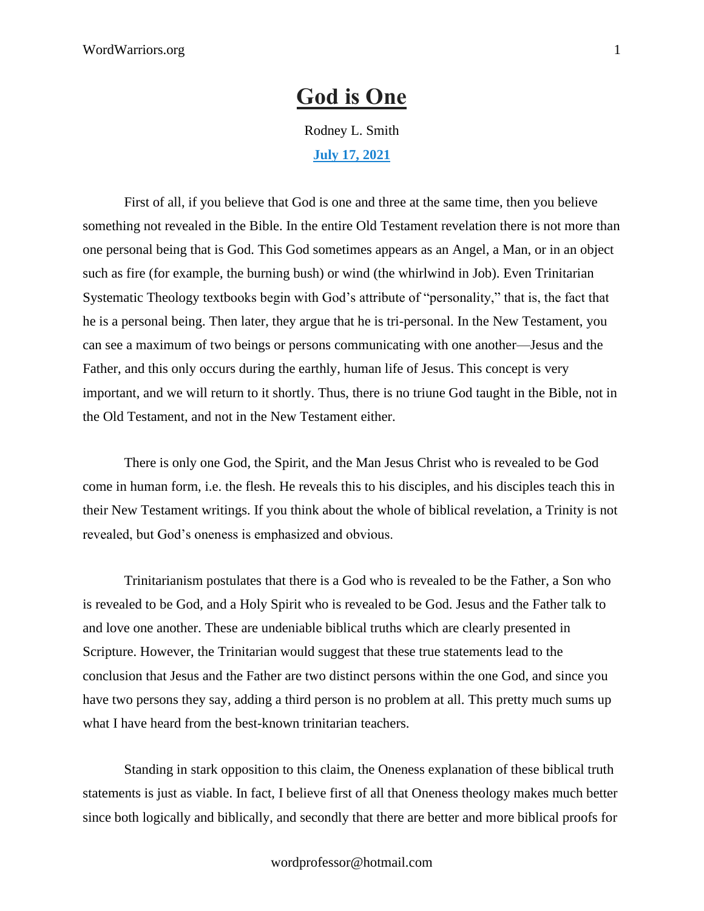# God is One

Rodney L. Smith

July 17, 2021

First of all, if you believe that God is one and three at the same time, then you believe something not revealed in the Bible. In the entire Old Testament revelation there is not more than one personal being that is God. This God sometimes appears as an Angel, a Man, or in an object such as fire (for example, the burning bush) or wind (the whirlwind in Job). Even Trinitarian Systematic Theology textbooks begin with God's attribute of "personality," that is, the fact that he is a personal being. Then later, they argue that he is tri-personal. In the New Testament, you can see a maximum of two beings or persons communicating with one another—Jesus and the Father, and this only occurs during the earthly, human life of Jesus. This concept is very important, and we will return to it shortly. Thus, there is no triune God taught in the Bible, not in the Old Testament, and not in the New Testament either.

There is only one God, the Spirit, and the Man Jesus Christ who is revealed to be God come in human form, i.e. the flesh. He reveals this to his disciples, and his disciples teach this in their New Testament writings. If you think about the whole of biblical revelation, a Trinity is not revealed, but God's oneness is emphasized and obvious.

Trinitarianism postulates that there is a God who is revealed to be the Father, a Son who is revealed to be God, and a Holy Spirit who is revealed to be God. Jesus and the Father talk to and love one another. These are undeniable biblical truths which are clearly presented in Scripture. However, the Trinitarian would suggest that these true statements lead to the conclusion that Jesus and the Father are two distinct persons within the one God, and since you have two persons they say, adding a third person is no problem at all. This pretty much sums up what I have heard from the best-known trinitarian teachers.

Standing in stark opposition to this claim, the Oneness explanation of these biblical truth statements is just as viable. In fact, I believe first of all that Oneness theology makes much better since both logically and biblically, and secondly that there are better and more biblical proofs for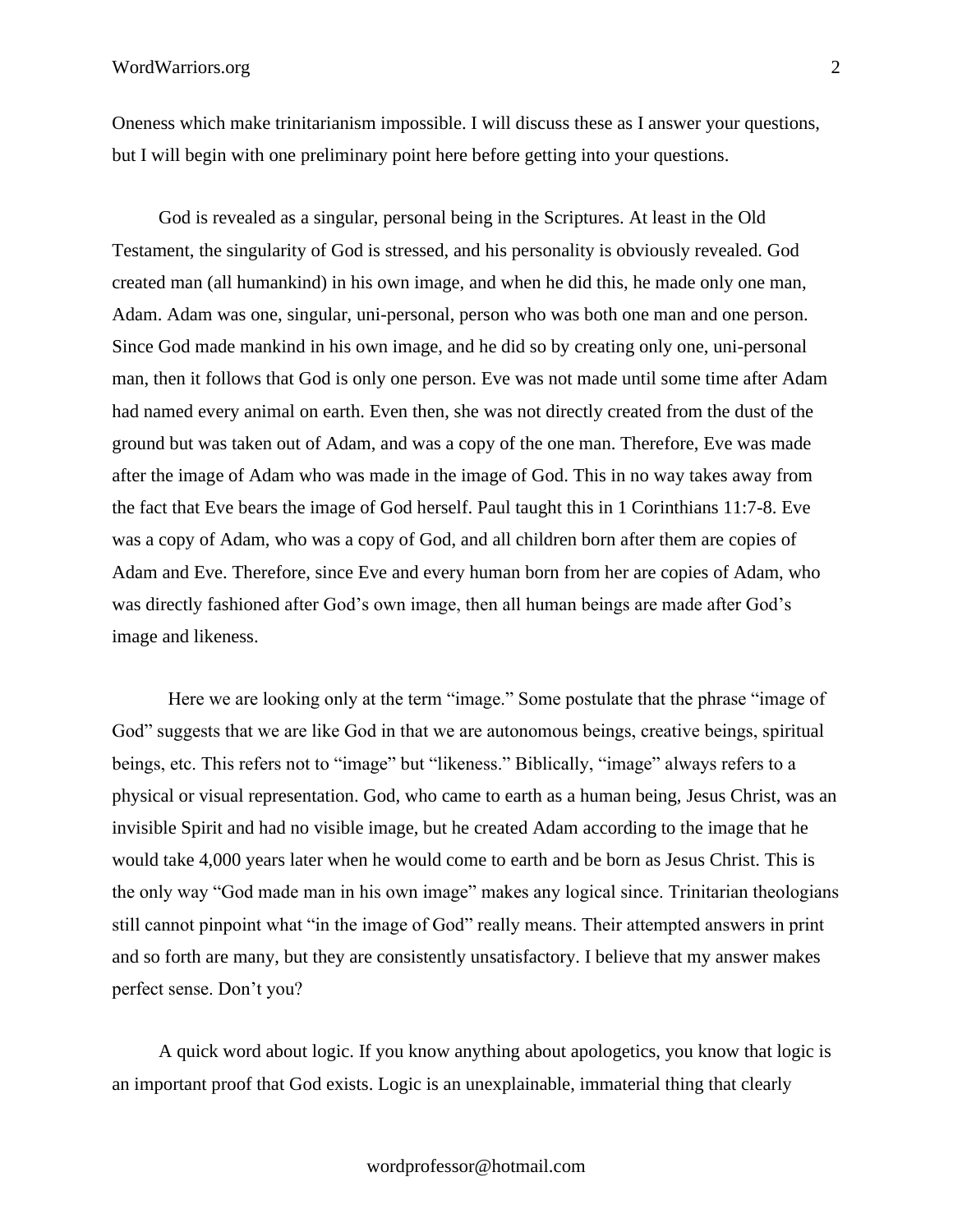Oneness which make trinitarianism impossible. I will discuss these as I answer your questions, but I will begin with one preliminary point here before getting into your questions.

God is revealed as a singular, personal being in the Scriptures. At least in the Old Testament, the singularity of God is stressed, and his personality is obviously revealed. God created man (all humankind) in his own image, and when he did this, he made only one man, Adam. Adam was one, singular, uni-personal, person who was both one man and one person. Since God made mankind in his own image, and he did so by creating only one, uni-personal man, then it follows that God is only one person. Eve was not made until some time after Adam had named every animal on earth. Even then, she was not directly created from the dust of the ground but was taken out of Adam, and was a copy of the one man. Therefore, Eve was made after the image of Adam who was made in the image of God. This in no way takes away from the fact that Eve bears the image of God herself. Paul taught this in 1 Corinthians 11:7-8. Eve was a copy of Adam, who was a copy of God, and all children born after them are copies of Adam and Eve. Therefore, since Eve and every human born from her are copies of Adam, who was directly fashioned after God's own image, then all human beings are made after God's image and likeness.

Here we are looking only at the term "image." Some postulate that the phrase "image of God" suggests that we are like God in that we are autonomous beings, creative beings, spiritual beings, etc. This refers not to "image" but "likeness." Biblically, "image" always refers to a physical or visual representation. God, who came to earth as a human being, Jesus Christ, was an invisible Spirit and had no visible image, but he created Adam according to the image that he would take 4,000 years later when he would come to earth and be born as Jesus Christ. This is the only way "God made man in his own image" makes any logical since. Trinitarian theologians still cannot pinpoint what "in the image of God" really means. Their attempted answers in print and so forth are many, but they are consistently unsatisfactory. I believe that my answer makes perfect sense. Don't you?

A quick word about logic. If you know anything about apologetics, you know that logic is an important proof that God exists. Logic is an unexplainable, immaterial thing that clearly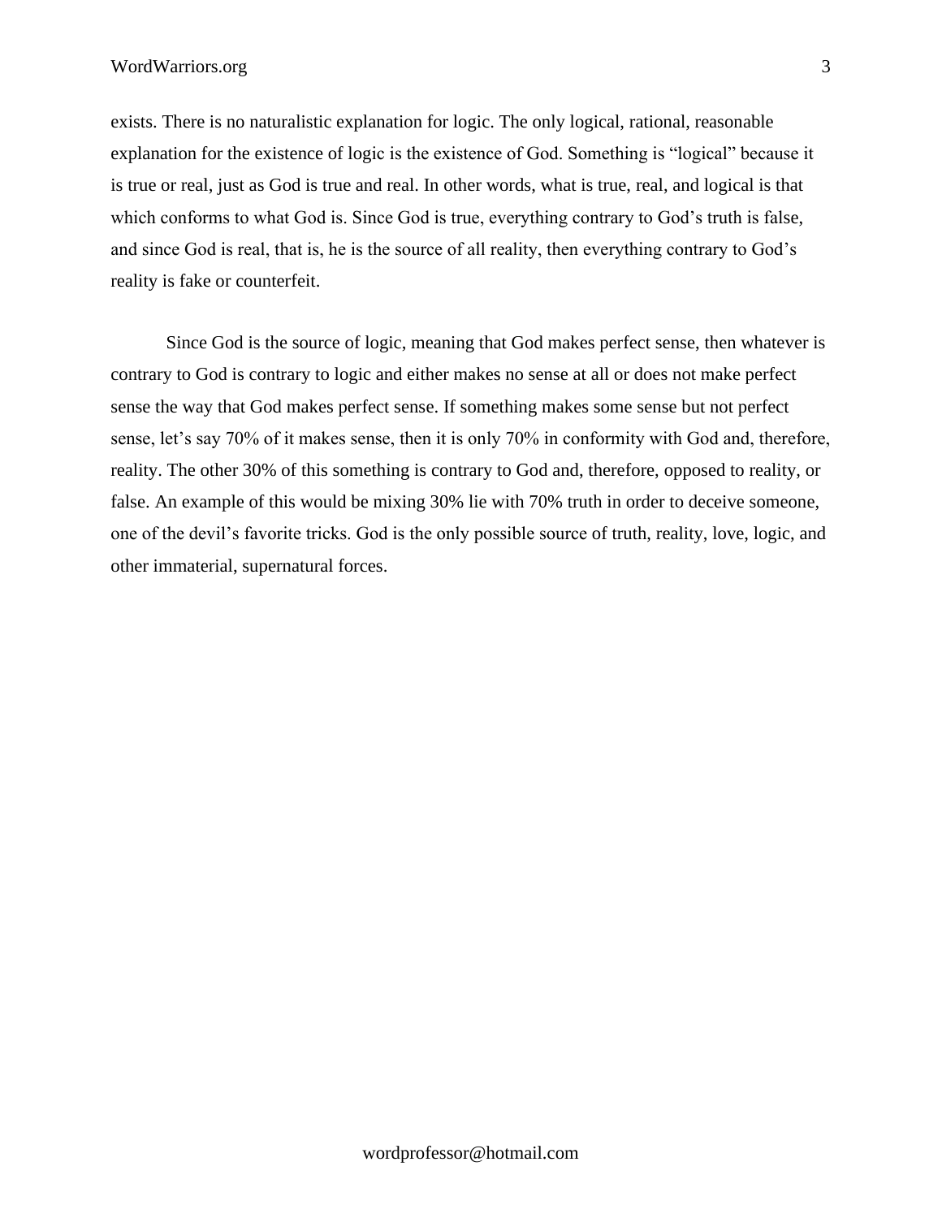exists. There is no naturalistic explanation for logic. The only logical, rational, reasonable explanation for the existence of logic is the existence of God. Something is "logical" because it is true or real, just as God is true and real. In other words, what is true, real, and logical is that which conforms to what God is. Since God is true, everything contrary to God's truth is false, and since God is real, that is, he is the source of all reality, then everything contrary to God's reality is fake or counterfeit.

Since God is the source of logic, meaning that God makes perfect sense, then whatever is contrary to God is contrary to logic and either makes no sense at all or does not make perfect sense the way that God makes perfect sense. If something makes some sense but not perfect sense, let's say 70% of it makes sense, then it is only 70% in conformity with God and, therefore, reality. The other 30% of this something is contrary to God and, therefore, opposed to reality, or false. An example of this would be mixing 30% lie with 70% truth in order to deceive someone, one of the devil's favorite tricks. God is the only possible source of truth, reality, love, logic, and other immaterial, supernatural forces.